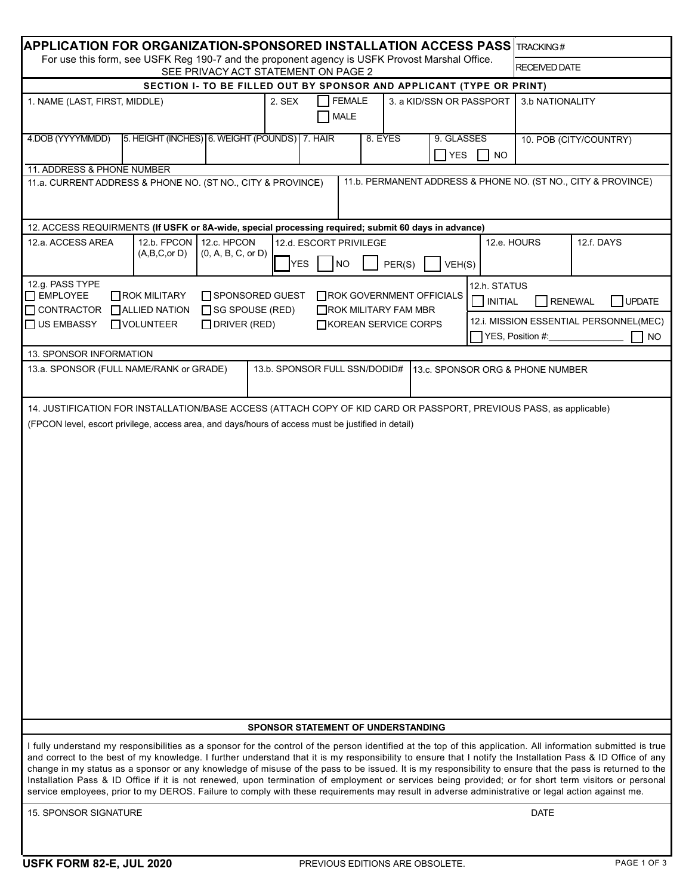# APPLICATION FOR ORGANIZATION-SPONSORED INSTALLATION ACCESS PASS

For use this form, see USFK Reg 190-7 and the proponent agency is USFK Provost Marshal Office.
SEE PRIVACY ACT STATEMENT ON PAGE 2

| TRACKING # | |
|---|---|
| RECEIVED DATE | |

## SECTION I- TO BE FILLED OUT BY SPONSOR AND APPLICANT (TYPE OR PRINT)

| 1. NAME (LAST, FIRST, MIDDLE) | 2. SEX ☐ FEMALE ☐ MALE | 3. a KID/SSN OR PASSPORT | 3.b NATIONALITY |
|---|---|---|---|
| | | | |

| 4.DOB (YYYYMMDD) | 5. HEIGHT (INCHES) | 6. WEIGHT (POUNDS) | 7. HAIR | 8. EYES | 9. GLASSES ☐ YES ☐ NO | 10. POB (CITY/COUNTRY) |
|---|---|---|---|---|---|---|
| | | | | | | |

11. ADDRESS & PHONE NUMBER

| 11.a. CURRENT ADDRESS & PHONE NO. (ST NO., CITY & PROVINCE) | 11.b. PERMANENT ADDRESS & PHONE NO. (ST NO., CITY & PROVINCE) |
|---|---|
| | |

12. ACCESS REQUIRMENTS **(If USFK or 8A-wide, special processing required; submit 60 days in advance)**

| 12.a. ACCESS AREA | 12.b. FPCON (A,B,C,or D) | 12.c. HPCON (0, A, B, C, or D) | 12.d. ESCORT PRIVILEGE ☐ YES ☐ NO ☐ PER(S) ☐ VEH(S) | 12.e. HOURS | 12.f. DAYS |
|---|---|---|---|---|---|
| | | | | | |

12.g. PASS TYPE
- ☐ EMPLOYEE
- ☐ ROK MILITARY
- ☐ SPONSORED GUEST
- ☐ ROK GOVERNMENT OFFICIALS
- ☐ CONTRACTOR
- ☐ ALLIED NATION
- ☐ SG SPOUSE (RED)
- ☐ ROK MILITARY FAM MBR
- ☐ US EMBASSY
- ☐ VOLUNTEER
- ☐ DRIVER (RED)
- ☐ KOREAN SERVICE CORPS

12.h. STATUS
☐ INITIAL ☐ RENEWAL ☐ UPDATE

12.i. MISSION ESSENTIAL PERSONNEL(MEC)
☐ YES, Position #:______________ ☐ NO

13. SPONSOR INFORMATION

| 13.a. SPONSOR (FULL NAME/RANK or GRADE) | 13.b. SPONSOR FULL SSN/DODID# | 13.c. SPONSOR ORG & PHONE NUMBER |
|---|---|---|
| | | |

14. JUSTIFICATION FOR INSTALLATION/BASE ACCESS (ATTACH COPY OF KID CARD OR PASSPORT, PREVIOUS PASS, as applicable)
(FPCON level, escort privilege, access area, and days/hours of access must be justified in detail)

### SPONSOR STATEMENT OF UNDERSTANDING

I fully understand my responsibilities as a sponsor for the control of the person identified at the top of this application. All information submitted is true and correct to the best of my knowledge. I further understand that it is my responsibility to ensure that I notify the Installation Pass & ID Office of any change in my status as a sponsor or any knowledge of misuse of the pass to be issued. It is my responsibility to ensure that the pass is returned to the Installation Pass & ID Office if it is not renewed, upon termination of employment or services being provided; or for short term visitors or personal service employees, prior to my DEROS. Failure to comply with these requirements may result in adverse administrative or legal action against me.

| 15. SPONSOR SIGNATURE | DATE |
|---|---|
| | |

**USFK FORM 82-E, JUL 2020** PREVIOUS EDITIONS ARE OBSOLETE.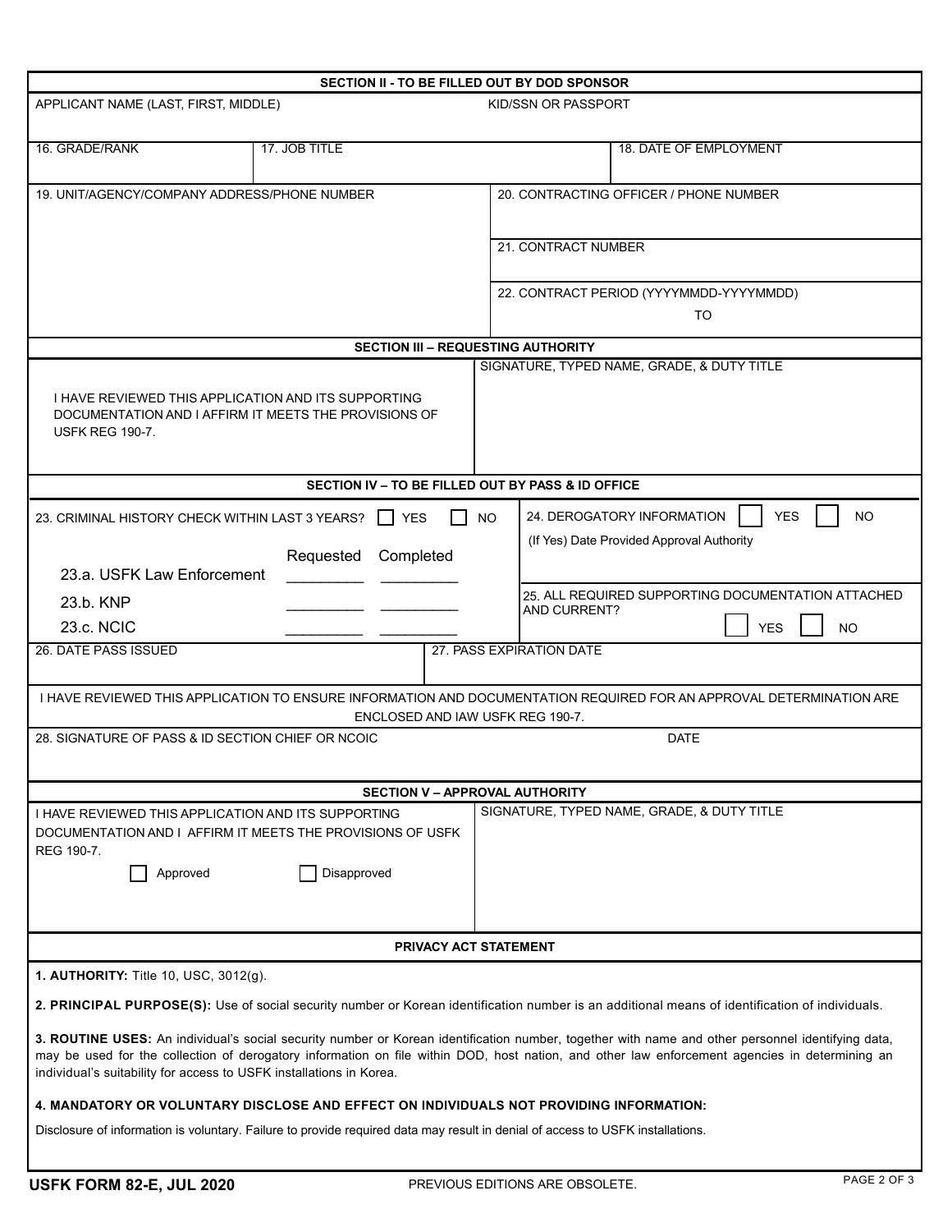## SECTION II - TO BE FILLED OUT BY DOD SPONSOR

| APPLICANT NAME (LAST, FIRST, MIDDLE) | | KID/SSN OR PASSPORT |
|---|---|---|
| | | |

| 16. GRADE/RANK | 17. JOB TITLE | 18. DATE OF EMPLOYMENT |
|---|---|---|
| | | |

| 19. UNIT/AGENCY/COMPANY ADDRESS/PHONE NUMBER | 20. CONTRACTING OFFICER / PHONE NUMBER |
|---|---|
| | 21. CONTRACT NUMBER |
| | 22. CONTRACT PERIOD (YYYYMMDD-YYYYMMDD) TO |

## SECTION III – REQUESTING AUTHORITY

| I HAVE REVIEWED THIS APPLICATION AND ITS SUPPORTING DOCUMENTATION AND I AFFIRM IT MEETS THE PROVISIONS OF USFK REG 190-7. | SIGNATURE, TYPED NAME, GRADE, & DUTY TITLE |
|---|---|

## SECTION IV – TO BE FILLED OUT BY PASS & ID OFFICE

23. CRIMINAL HISTORY CHECK WITHIN LAST 3 YEARS? ☐ YES ☐ NO

| | Requested | Completed |
|---|---|---|
| 23.a. USFK Law Enforcement | _________ | _________ |
| 23.b. KNP | _________ | _________ |
| 23.c. NCIC | _________ | _________ |

24. DEROGATORY INFORMATION ☐ YES ☐ NO

(If Yes) Date Provided Approval Authority

25. ALL REQUIRED SUPPORTING DOCUMENTATION ATTACHED AND CURRENT? ☐ YES ☐ NO

| 26. DATE PASS ISSUED | 27. PASS EXPIRATION DATE |
|---|---|
| | |

I HAVE REVIEWED THIS APPLICATION TO ENSURE INFORMATION AND DOCUMENTATION REQUIRED FOR AN APPROVAL DETERMINATION ARE ENCLOSED AND IAW USFK REG 190-7.

| 28. SIGNATURE OF PASS & ID SECTION CHIEF OR NCOIC | DATE |
|---|---|
| | |

## SECTION V – APPROVAL AUTHORITY

| I HAVE REVIEWED THIS APPLICATION AND ITS SUPPORTING DOCUMENTATION AND I AFFIRM IT MEETS THE PROVISIONS OF USFK REG 190-7. ☐ Approved ☐ Disapproved | SIGNATURE, TYPED NAME, GRADE, & DUTY TITLE |
|---|---|

## PRIVACY ACT STATEMENT

**1. AUTHORITY:** Title 10, USC, 3012(g).

**2. PRINCIPAL PURPOSE(S):** Use of social security number or Korean identification number is an additional means of identification of individuals.

**3. ROUTINE USES:** An individual's social security number or Korean identification number, together with name and other personnel identifying data, may be used for the collection of derogatory information on file within DOD, host nation, and other law enforcement agencies in determining an individual's suitability for access to USFK installations in Korea.

**4. MANDATORY OR VOLUNTARY DISCLOSE AND EFFECT ON INDIVIDUALS NOT PROVIDING INFORMATION:**

Disclosure of information is voluntary. Failure to provide required data may result in denial of access to USFK installations.

**USFK FORM 82-E, JUL 2020** PREVIOUS EDITIONS ARE OBSOLETE.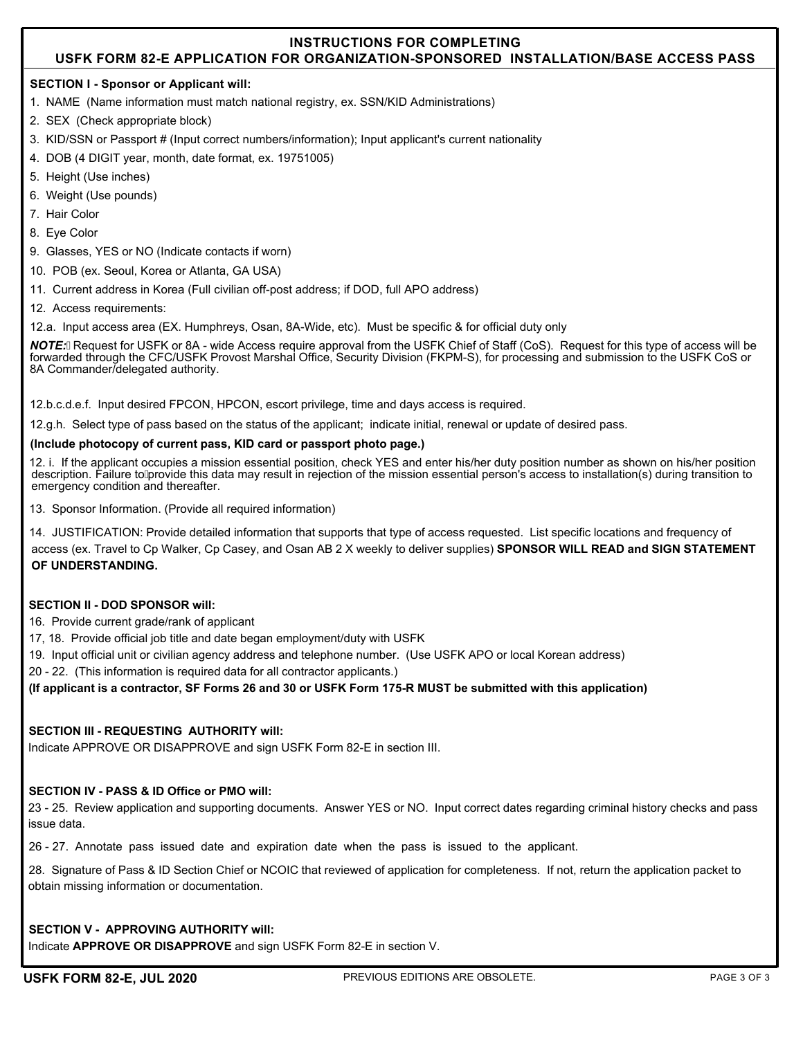# INSTRUCTIONS FOR COMPLETING
# USFK FORM 82-E APPLICATION FOR ORGANIZATION-SPONSORED INSTALLATION/BASE ACCESS PASS

**SECTION I - Sponsor or Applicant will:**

1. NAME (Name information must match national registry, ex. SSN/KID Administrations)
2. SEX (Check appropriate block)
3. KID/SSN or Passport # (Input correct numbers/information); Input applicant's current nationality
4. DOB (4 DIGIT year, month, date format, ex. 19751005)
5. Height (Use inches)
6. Weight (Use pounds)
7. Hair Color
8. Eye Color
9. Glasses, YES or NO (Indicate contacts if worn)
10. POB (ex. Seoul, Korea or Atlanta, GA USA)
11. Current address in Korea (Full civilian off-post address; if DOD, full APO address)
12. Access requirements:

12.a. Input access area (EX. Humphreys, Osan, 8A-Wide, etc). Must be specific & for official duty only

***NOTE:*** Request for USFK or 8A - wide Access require approval from the USFK Chief of Staff (CoS). Request for this type of access will be forwarded through the CFC/USFK Provost Marshal Office, Security Division (FKPM-S), for processing and submission to the USFK CoS or 8A Commander/delegated authority.

12.b.c.d.e.f. Input desired FPCON, HPCON, escort privilege, time and days access is required.

12.g.h. Select type of pass based on the status of the applicant; indicate initial, renewal or update of desired pass.

**(Include photocopy of current pass, KID card or passport photo page.)**

12. i. If the applicant occupies a mission essential position, check YES and enter his/her duty position number as shown on his/her position description. Failure to provide this data may result in rejection of the mission essential person's access to installation(s) during transition to emergency condition and thereafter.

13. Sponsor Information. (Provide all required information)

14. JUSTIFICATION: Provide detailed information that supports that type of access requested. List specific locations and frequency of access (ex. Travel to Cp Walker, Cp Casey, and Osan AB 2 X weekly to deliver supplies) **SPONSOR WILL READ and SIGN STATEMENT OF UNDERSTANDING.**

**SECTION II - DOD SPONSOR will:**

16. Provide current grade/rank of applicant

17, 18. Provide official job title and date began employment/duty with USFK

19. Input official unit or civilian agency address and telephone number. (Use USFK APO or local Korean address)

20 - 22. (This information is required data for all contractor applicants.)

**(If applicant is a contractor, SF Forms 26 and 30 or USFK Form 175-R MUST be submitted with this application)**

**SECTION III - REQUESTING AUTHORITY will:**

Indicate APPROVE OR DISAPPROVE and sign USFK Form 82-E in section III.

**SECTION IV - PASS & ID Office or PMO will:**

23 - 25. Review application and supporting documents. Answer YES or NO. Input correct dates regarding criminal history checks and pass issue data.

26 - 27. Annotate pass issued date and expiration date when the pass is issued to the applicant.

28. Signature of Pass & ID Section Chief or NCOIC that reviewed of application for completeness. If not, return the application packet to obtain missing information or documentation.

**SECTION V - APPROVING AUTHORITY will:**

Indicate **APPROVE OR DISAPPROVE** and sign USFK Form 82-E in section V.

**USFK FORM 82-E, JUL 2020** PREVIOUS EDITIONS ARE OBSOLETE.